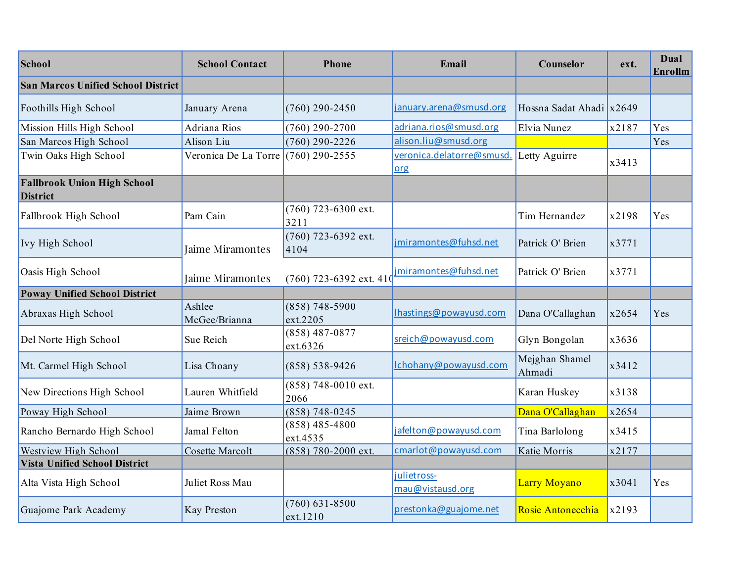| School | School Contact | Phone | Email | Counselor | ext. | Dual Enrollm |
|---|---|---|---|---|---|---|
| **San Marcos Unified School District** | | | | | | |
| Foothills High School | January Arena | (760) 290-2450 | january.arena@smusd.org | Hossna Sadat Ahadi | x2649 | |
| Mission Hills High School | Adriana Rios | (760) 290-2700 | adriana.rios@smusd.org | Elvia Nunez | x2187 | Yes |
| San Marcos High School | Alison Liu | (760) 290-2226 | alison.liu@smusd.org | | | Yes |
| Twin Oaks High School | Veronica De La Torre | (760) 290-2555 | veronica.delatorre@smusd.org | Letty Aguirre | x3413 | |
| **Fallbrook Union High School District** | | | | | | |
| Fallbrook High School | Pam Cain | (760) 723-6300 ext. 3211 | | Tim Hernandez | x2198 | Yes |
| Ivy High School | Jaime Miramontes | (760) 723-6392 ext. 4104 | jmiramontes@fuhsd.net | Patrick O' Brien | x3771 | |
| Oasis High School | Jaime Miramontes | (760) 723-6392 ext. 410 | jmiramontes@fuhsd.net | Patrick O' Brien | x3771 | |
| **Poway Unified School District** | | | | | | |
| Abraxas High School | Ashlee McGee/Brianna | (858) 748-5900 ext.2205 | lhastings@powayusd.com | Dana O'Callaghan | x2654 | Yes |
| Del Norte High School | Sue Reich | (858) 487-0877 ext.6326 | sreich@powayusd.com | Glyn Bongolan | x3636 | |
| Mt. Carmel High School | Lisa Choany | (858) 538-9426 | lchohany@powayusd.com | Mejghan Shamel Ahmadi | x3412 | |
| New Directions High School | Lauren Whitfield | (858) 748-0010 ext. 2066 | | Karan Huskey | x3138 | |
| Poway High School | Jaime Brown | (858) 748-0245 | | Dana O'Callaghan | x2654 | |
| Rancho Bernardo High School | Jamal Felton | (858) 485-4800 ext.4535 | jafelton@powayusd.com | Tina Barlolong | x3415 | |
| Westview High School | Cosette Marcolt | (858) 780-2000 ext. | cmarlot@powayusd.com | Katie Morris | x2177 | |
| **Vista Unified School District** | | | | | | |
| Alta Vista High School | Juliet Ross Mau | | julietross-mau@vistausd.org | Larry Moyano | x3041 | Yes |
| Guajome Park Academy | Kay Preston | (760) 631-8500 ext.1210 | prestonka@guajome.net | Rosie Antonecchia | x2193 | |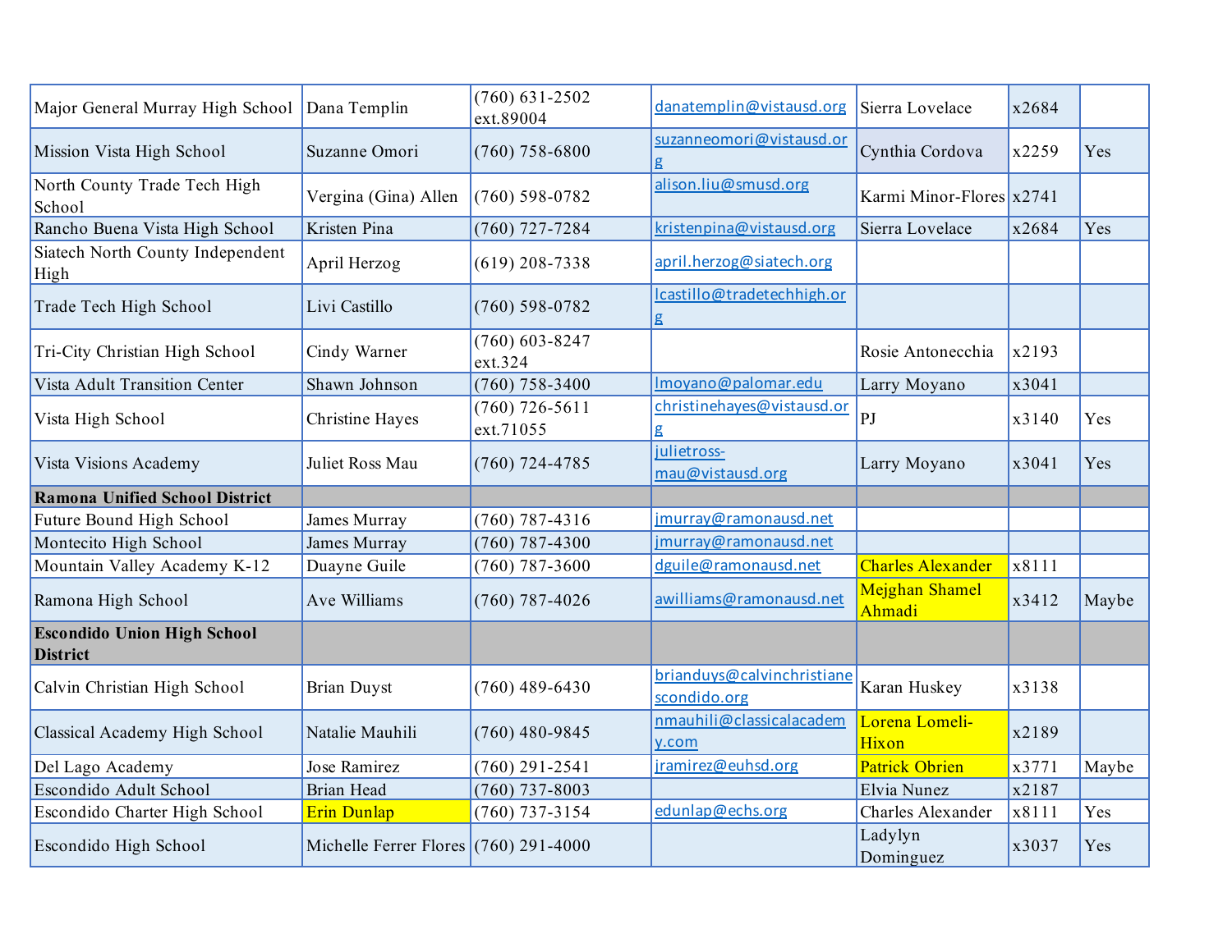| | | | | | | |
|---|---|---|---|---|---|---|
| Major General Murray High School | Dana Templin | (760) 631-2502 ext.89004 | danatemplin@vistausd.org | Sierra Lovelace | x2684 | |
| Mission Vista High School | Suzanne Omori | (760) 758-6800 | suzanneomori@vistausd.org | Cynthia Cordova | x2259 | Yes |
| North County Trade Tech High School | Vergina (Gina) Allen | (760) 598-0782 | alison.liu@smusd.org | Karmi Minor-Flores | x2741 | |
| Rancho Buena Vista High School | Kristen Pina | (760) 727-7284 | kristenpina@vistausd.org | Sierra Lovelace | x2684 | Yes |
| Siatech North County Independent High | April Herzog | (619) 208-7338 | april.herzog@siatech.org | | | |
| Trade Tech High School | Livi Castillo | (760) 598-0782 | lcastillo@tradetechhigh.org | | | |
| Tri-City Christian High School | Cindy Warner | (760) 603-8247 ext.324 | | Rosie Antonecchia | x2193 | |
| Vista Adult Transition Center | Shawn Johnson | (760) 758-3400 | lmoyano@palomar.edu | Larry Moyano | x3041 | |
| Vista High School | Christine Hayes | (760) 726-5611 ext.71055 | christinehayes@vistausd.org | PJ | x3140 | Yes |
| Vista Visions Academy | Juliet Ross Mau | (760) 724-4785 | julietross-mau@vistausd.org | Larry Moyano | x3041 | Yes |
| **Ramona Unified School District** | | | | | | |
| Future Bound High School | James Murray | (760) 787-4316 | jmurray@ramonausd.net | | | |
| Montecito High School | James Murray | (760) 787-4300 | jmurray@ramonausd.net | | | |
| Mountain Valley Academy K-12 | Duayne Guile | (760) 787-3600 | dguile@ramonausd.net | Charles Alexander | x8111 | |
| Ramona High School | Ave Williams | (760) 787-4026 | awilliams@ramonausd.net | Mejghan Shamel Ahmadi | x3412 | Maybe |
| **Escondido Union High School District** | | | | | | |
| Calvin Christian High School | Brian Duyst | (760) 489-6430 | brianduys@calvinchristianescondido.org | Karan Huskey | x3138 | |
| Classical Academy High School | Natalie Mauhili | (760) 480-9845 | nmauhili@classicalacademy.com | Lorena Lomeli-Hixon | x2189 | |
| Del Lago Academy | Jose Ramirez | (760) 291-2541 | jramirez@euhsd.org | Patrick Obrien | x3771 | Maybe |
| Escondido Adult School | Brian Head | (760) 737-8003 | | Elvia Nunez | x2187 | |
| Escondido Charter High School | Erin Dunlap | (760) 737-3154 | edunlap@echs.org | Charles Alexander | x8111 | Yes |
| Escondido High School | Michelle Ferrer Flores | (760) 291-4000 | | Ladylyn Dominguez | x3037 | Yes |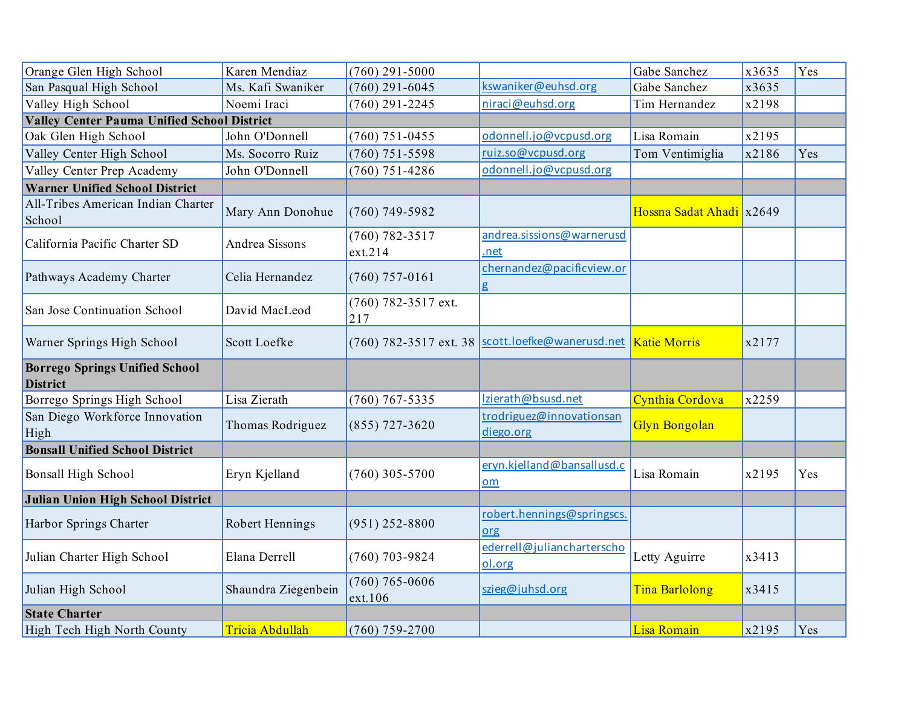| | | | | | | |
|---|---|---|---|---|---|---|
| Orange Glen High School | Karen Mendiaz | (760) 291-5000 | | Gabe Sanchez | x3635 | Yes |
| San Pasqual High School | Ms. Kafi Swaniker | (760) 291-6045 | kswaniker@euhsd.org | Gabe Sanchez | x3635 | |
| Valley High School | Noemi Iraci | (760) 291-2245 | niraci@euhsd.org | Tim Hernandez | x2198 | |
| **Valley Center Pauma Unified School District** | | | | | | |
| Oak Glen High School | John O'Donnell | (760) 751-0455 | odonnell.jo@vcpusd.org | Lisa Romain | x2195 | |
| Valley Center High School | Ms. Socorro Ruiz | (760) 751-5598 | ruiz.so@vcpusd.org | Tom Ventimiglia | x2186 | Yes |
| Valley Center Prep Academy | John O'Donnell | (760) 751-4286 | odonnell.jo@vcpusd.org | | | |
| **Warner Unified School District** | | | | | | |
| All-Tribes American Indian Charter School | Mary Ann Donohue | (760) 749-5982 | | Hossna Sadat Ahadi | x2649 | |
| California Pacific Charter SD | Andrea Sissons | (760) 782-3517 ext.214 | andrea.sissions@warnerusd.net | | | |
| Pathways Academy Charter | Celia Hernandez | (760) 757-0161 | chernandez@pacificview.org | | | |
| San Jose Continuation School | David MacLeod | (760) 782-3517 ext. 217 | | | | |
| Warner Springs High School | Scott Loefke | (760) 782-3517 ext. 38 | scott.loefke@wanerusd.net | Katie Morris | x2177 | |
| **Borrego Springs Unified School District** | | | | | | |
| Borrego Springs High School | Lisa Zierath | (760) 767-5335 | lzierath@bsusd.net | Cynthia Cordova | x2259 | |
| San Diego Workforce Innovation High | Thomas Rodriguez | (855) 727-3620 | trodriguez@innovationsandiego.org | Glyn Bongolan | | |
| **Bonsall Unified School District** | | | | | | |
| Bonsall High School | Eryn Kjelland | (760) 305-5700 | eryn.kjelland@bansallusd.com | Lisa Romain | x2195 | Yes |
| **Julian Union High School District** | | | | | | |
| Harbor Springs Charter | Robert Hennings | (951) 252-8800 | robert.hennings@springscs.org | | | |
| Julian Charter High School | Elana Derrell | (760) 703-9824 | ederrell@juliancharterschool.org | Letty Aguirre | x3413 | |
| Julian High School | Shaundra Ziegenbein | (760) 765-0606 ext.106 | szieg@juhsd.org | Tina Barlolong | x3415 | |
| **State Charter** | | | | | | |
| High Tech High North County | Tricia Abdullah | (760) 759-2700 | | Lisa Romain | x2195 | Yes |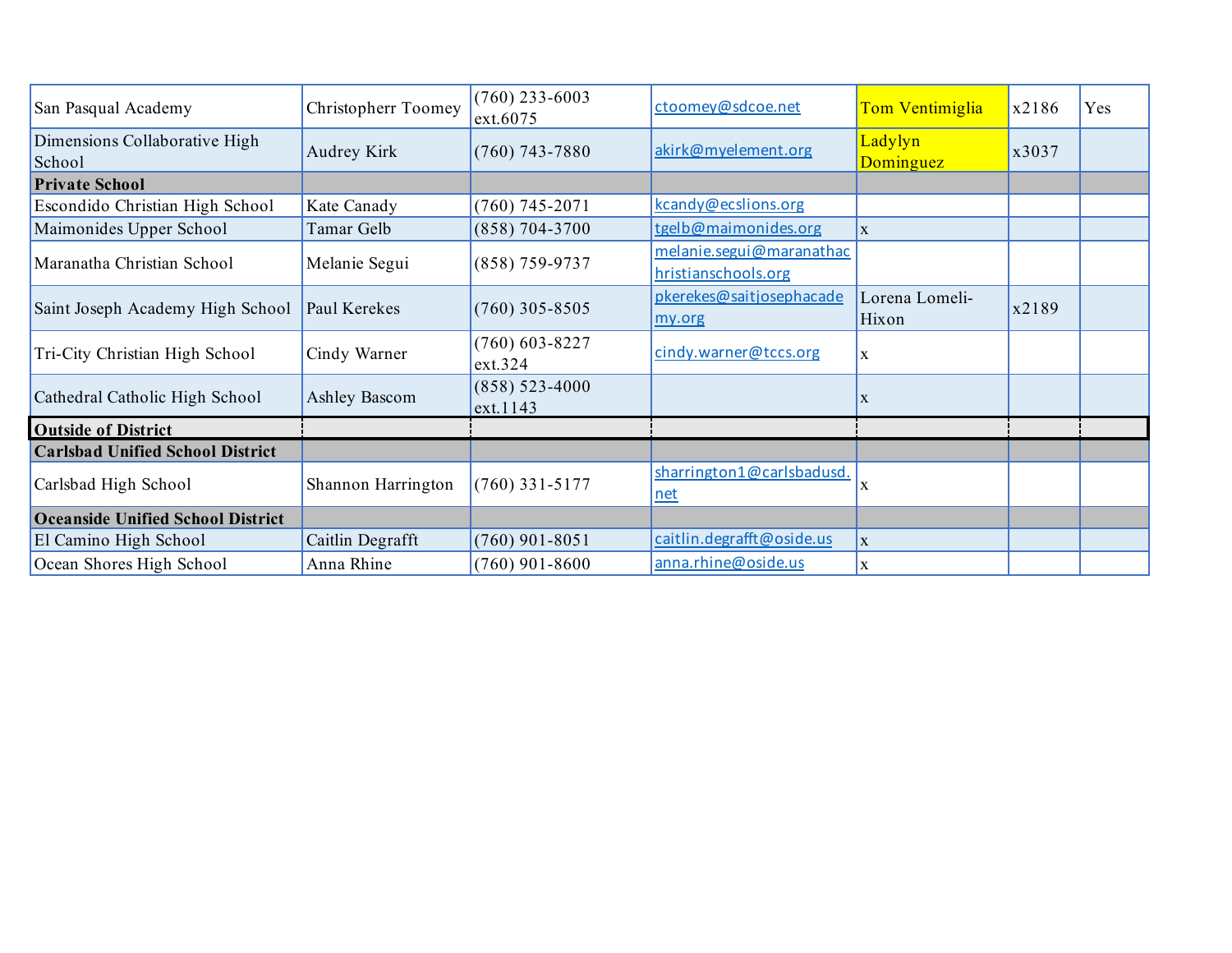| | | | | | | |
|---|---|---|---|---|---|---|
| San Pasqual Academy | Christopherr Toomey | (760) 233-6003 ext.6075 | ctoomey@sdcoe.net | Tom Ventimiglia | x2186 | Yes |
| Dimensions Collaborative High School | Audrey Kirk | (760) 743-7880 | akirk@myelement.org | Ladylyn Dominguez | x3037 | |
| **Private School** | | | | | | |
| Escondido Christian High School | Kate Canady | (760) 745-2071 | kcandy@ecslions.org | | | |
| Maimonides Upper School | Tamar Gelb | (858) 704-3700 | tgelb@maimonides.org | x | | |
| Maranatha Christian School | Melanie Segui | (858) 759-9737 | melanie.segui@maranathachristianschools.org | | | |
| Saint Joseph Academy High School | Paul Kerekes | (760) 305-8505 | pkerekes@saitjosephacademy.org | Lorena Lomeli-Hixon | x2189 | |
| Tri-City Christian High School | Cindy Warner | (760) 603-8227 ext.324 | cindy.warner@tccs.org | x | | |
| Cathedral Catholic High School | Ashley Bascom | (858) 523-4000 ext.1143 | | x | | |
| **Outside of District** | | | | | | |
| **Carlsbad Unified School District** | | | | | | |
| Carlsbad High School | Shannon Harrington | (760) 331-5177 | sharrington1@carlsbadusd.net | x | | |
| **Oceanside Unified School District** | | | | | | |
| El Camino High School | Caitlin Degrafft | (760) 901-8051 | caitlin.degrafft@oside.us | x | | |
| Ocean Shores High School | Anna Rhine | (760) 901-8600 | anna.rhine@oside.us | x | | |